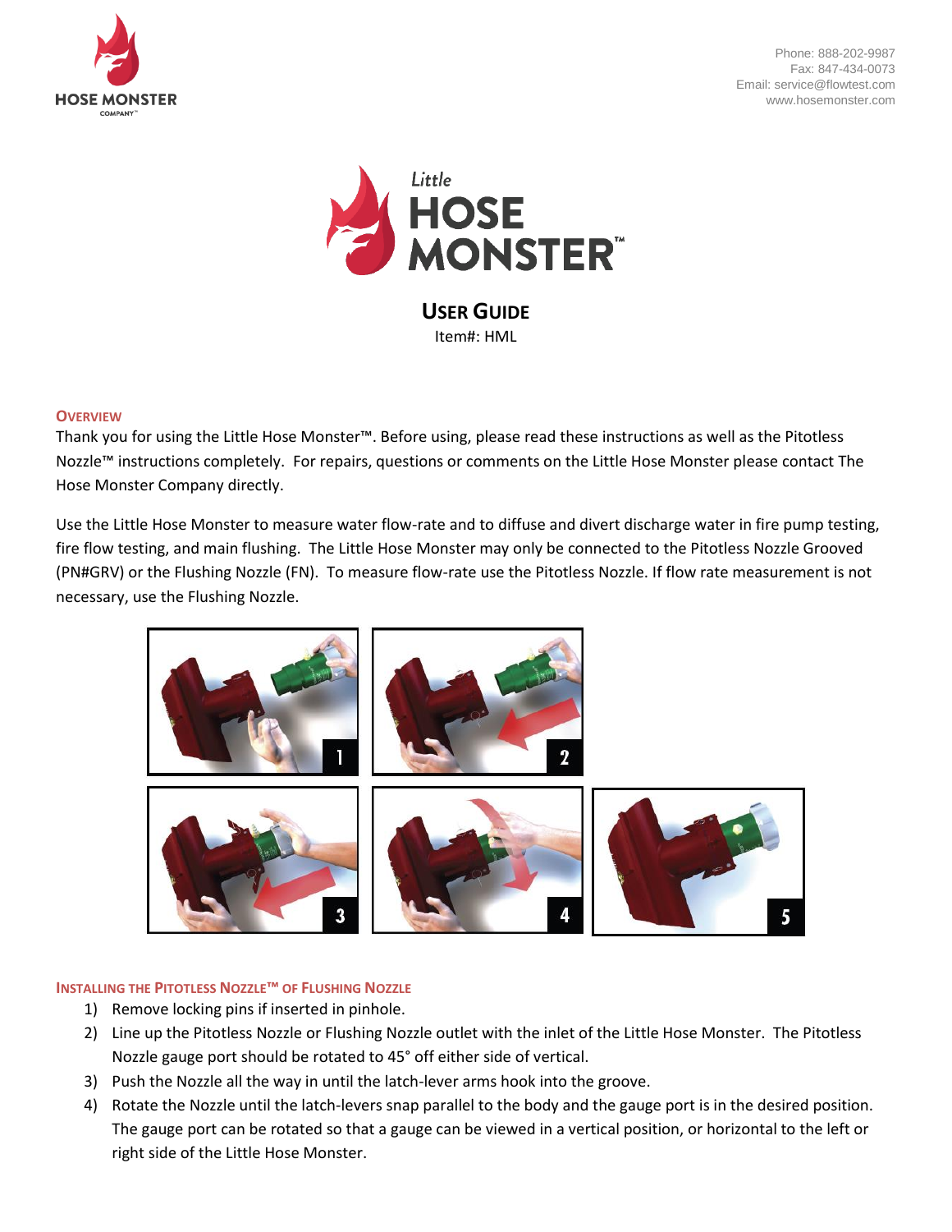Phone: 888-202-9987
Fax: 847-434-0073
Email: service@flowtest.com
www.hosemonster.com

# Little HOSE MONSTER™

## USER GUIDE

Item#: HML

### OVERVIEW

Thank you for using the Little Hose Monster™. Before using, please read these instructions as well as the Pitotless Nozzle™ instructions completely. For repairs, questions or comments on the Little Hose Monster please contact The Hose Monster Company directly.

Use the Little Hose Monster to measure water flow-rate and to diffuse and divert discharge water in fire pump testing, fire flow testing, and main flushing. The Little Hose Monster may only be connected to the Pitotless Nozzle Grooved (PN#GRV) or the Flushing Nozzle (FN). To measure flow-rate use the Pitotless Nozzle. If flow rate measurement is not necessary, use the Flushing Nozzle.

### INSTALLING THE PITOTLESS NOZZLE™ OF FLUSHING NOZZLE

1) Remove locking pins if inserted in pinhole.
2) Line up the Pitotless Nozzle or Flushing Nozzle outlet with the inlet of the Little Hose Monster. The Pitotless Nozzle gauge port should be rotated to 45° off either side of vertical.
3) Push the Nozzle all the way in until the latch-lever arms hook into the groove.
4) Rotate the Nozzle until the latch-levers snap parallel to the body and the gauge port is in the desired position. The gauge port can be rotated so that a gauge can be viewed in a vertical position, or horizontal to the left or right side of the Little Hose Monster.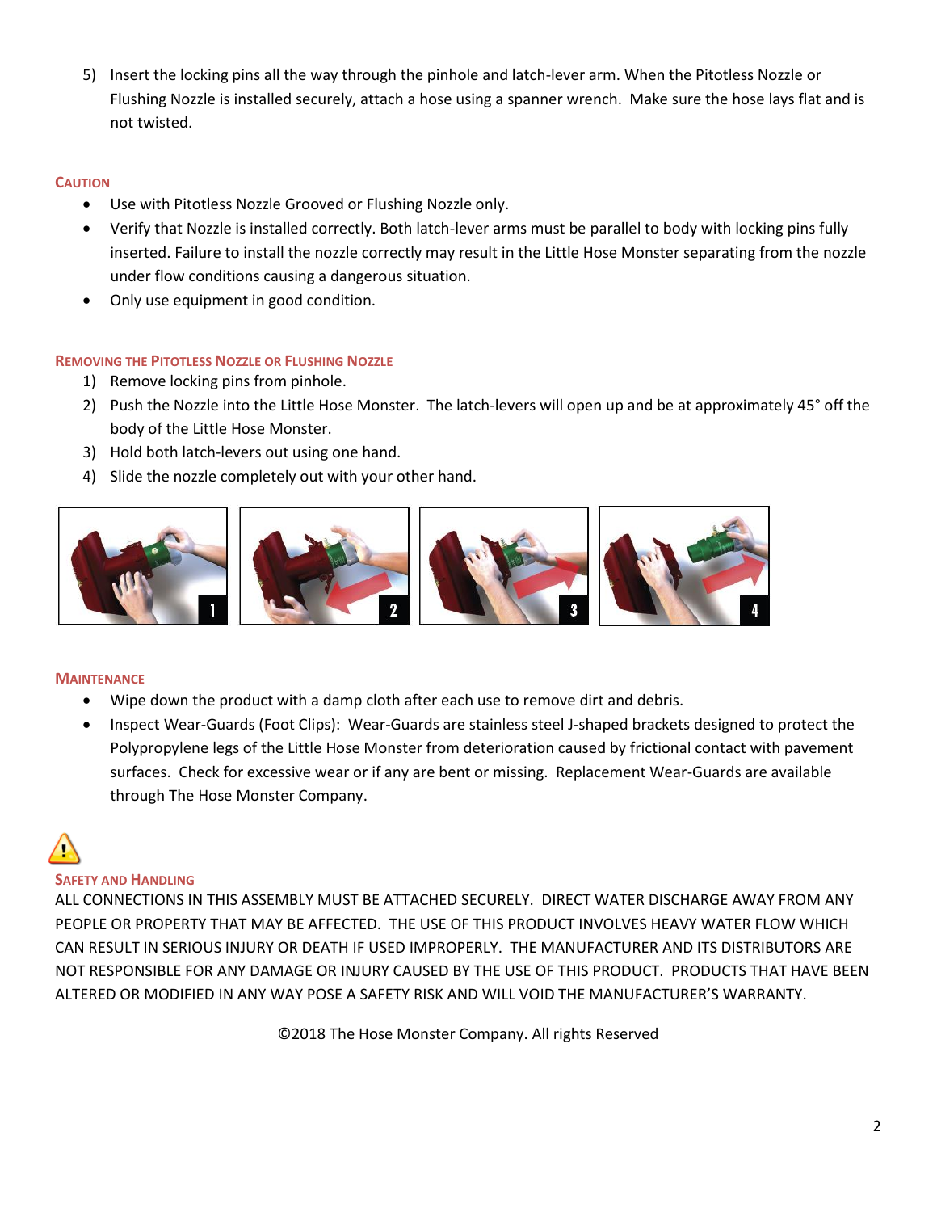5) Insert the locking pins all the way through the pinhole and latch-lever arm. When the Pitotless Nozzle or Flushing Nozzle is installed securely, attach a hose using a spanner wrench. Make sure the hose lays flat and is not twisted.

### Caution

- Use with Pitotless Nozzle Grooved or Flushing Nozzle only.
- Verify that Nozzle is installed correctly. Both latch-lever arms must be parallel to body with locking pins fully inserted. Failure to install the nozzle correctly may result in the Little Hose Monster separating from the nozzle under flow conditions causing a dangerous situation.
- Only use equipment in good condition.

### Removing the Pitotless Nozzle or Flushing Nozzle

1) Remove locking pins from pinhole.
2) Push the Nozzle into the Little Hose Monster. The latch-levers will open up and be at approximately 45° off the body of the Little Hose Monster.
3) Hold both latch-levers out using one hand.
4) Slide the nozzle completely out with your other hand.

1 2 3 4

### Maintenance

- Wipe down the product with a damp cloth after each use to remove dirt and debris.
- Inspect Wear-Guards (Foot Clips): Wear-Guards are stainless steel J-shaped brackets designed to protect the Polypropylene legs of the Little Hose Monster from deterioration caused by frictional contact with pavement surfaces. Check for excessive wear or if any are bent or missing. Replacement Wear-Guards are available through The Hose Monster Company.

### Safety and Handling

ALL CONNECTIONS IN THIS ASSEMBLY MUST BE ATTACHED SECURELY. DIRECT WATER DISCHARGE AWAY FROM ANY PEOPLE OR PROPERTY THAT MAY BE AFFECTED. THE USE OF THIS PRODUCT INVOLVES HEAVY WATER FLOW WHICH CAN RESULT IN SERIOUS INJURY OR DEATH IF USED IMPROPERLY. THE MANUFACTURER AND ITS DISTRIBUTORS ARE NOT RESPONSIBLE FOR ANY DAMAGE OR INJURY CAUSED BY THE USE OF THIS PRODUCT. PRODUCTS THAT HAVE BEEN ALTERED OR MODIFIED IN ANY WAY POSE A SAFETY RISK AND WILL VOID THE MANUFACTURER'S WARRANTY.

©2018 The Hose Monster Company. All rights Reserved